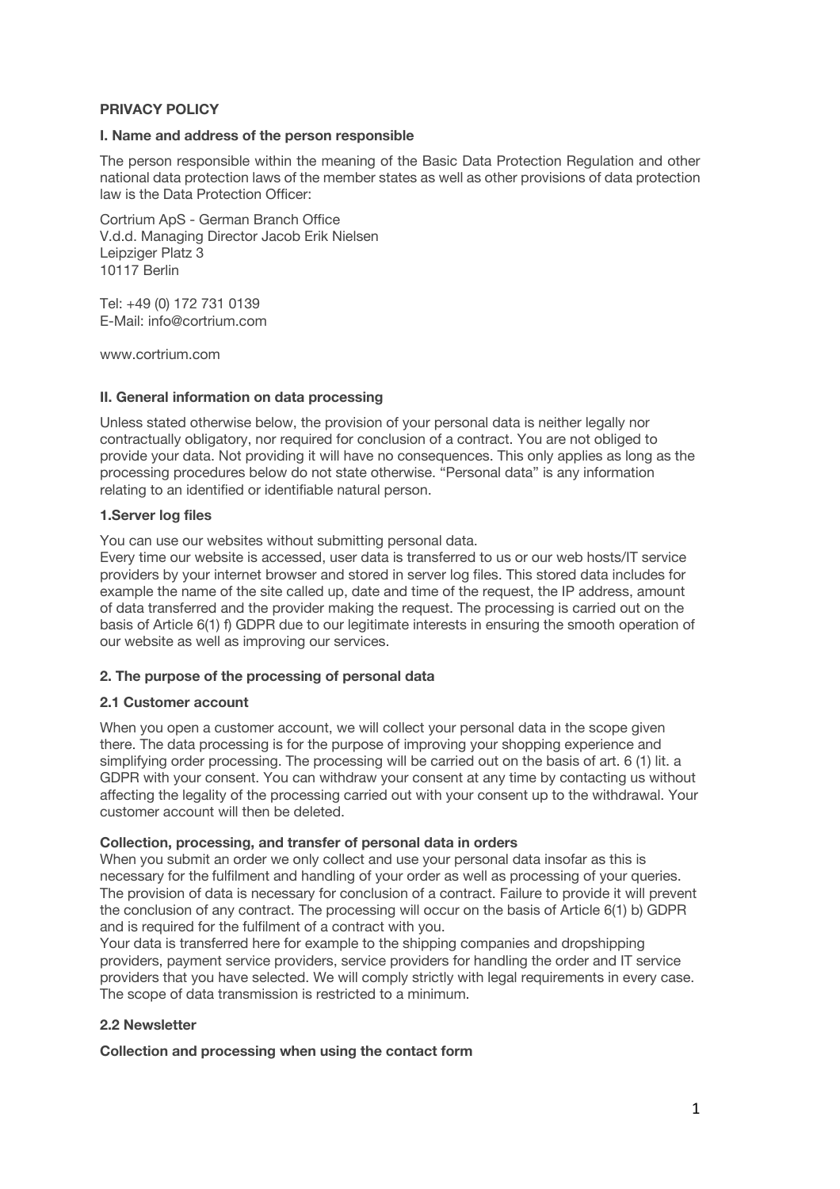# PRIVACY POLICY

## I. Name and address of the person responsible

The person responsible within the meaning of the Basic Data Protection Regulation and other national data protection laws of the member states as well as other provisions of data protection law is the Data Protection Officer:

Cortrium ApS - German Branch Office
V.d.d. Managing Director Jacob Erik Nielsen
Leipziger Platz 3
10117 Berlin

Tel: +49 (0) 172 731 0139
E-Mail: info@cortrium.com

www.cortrium.com

## II. General information on data processing

Unless stated otherwise below, the provision of your personal data is neither legally nor contractually obligatory, nor required for conclusion of a contract. You are not obliged to provide your data. Not providing it will have no consequences. This only applies as long as the processing procedures below do not state otherwise. “Personal data” is any information relating to an identified or identifiable natural person.

### 1.Server log files

You can use our websites without submitting personal data.
Every time our website is accessed, user data is transferred to us or our web hosts/IT service providers by your internet browser and stored in server log files. This stored data includes for example the name of the site called up, date and time of the request, the IP address, amount of data transferred and the provider making the request. The processing is carried out on the basis of Article 6(1) f) GDPR due to our legitimate interests in ensuring the smooth operation of our website as well as improving our services.

### 2. The purpose of the processing of personal data

#### 2.1 Customer account

When you open a customer account, we will collect your personal data in the scope given there. The data processing is for the purpose of improving your shopping experience and simplifying order processing. The processing will be carried out on the basis of art. 6 (1) lit. a GDPR with your consent. You can withdraw your consent at any time by contacting us without affecting the legality of the processing carried out with your consent up to the withdrawal. Your customer account will then be deleted.

**Collection, processing, and transfer of personal data in orders**
When you submit an order we only collect and use your personal data insofar as this is necessary for the fulfilment and handling of your order as well as processing of your queries. The provision of data is necessary for conclusion of a contract. Failure to provide it will prevent the conclusion of any contract. The processing will occur on the basis of Article 6(1) b) GDPR and is required for the fulfilment of a contract with you.
Your data is transferred here for example to the shipping companies and dropshipping providers, payment service providers, service providers for handling the order and IT service providers that you have selected. We will comply strictly with legal requirements in every case. The scope of data transmission is restricted to a minimum.

#### 2.2 Newsletter

**Collection and processing when using the contact form**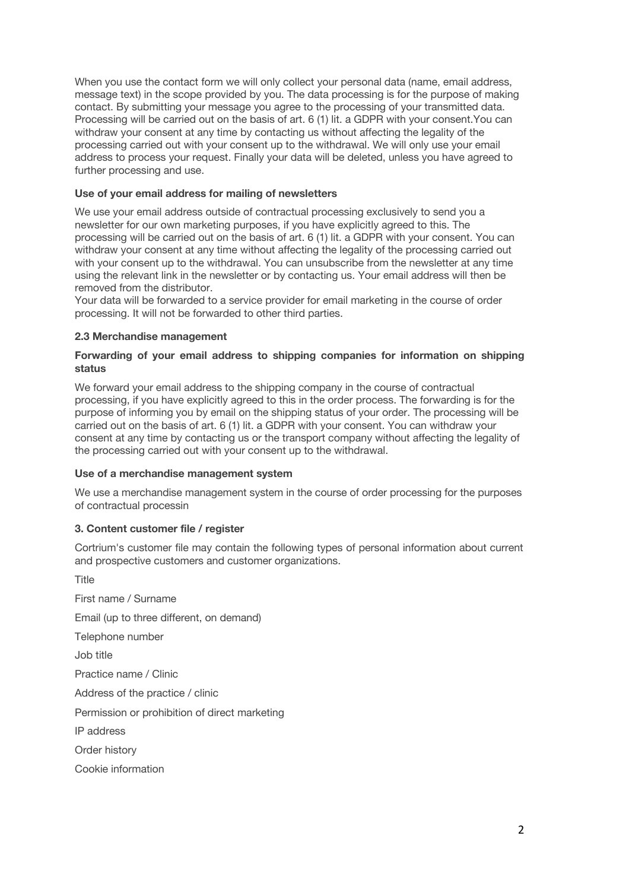When you use the contact form we will only collect your personal data (name, email address, message text) in the scope provided by you. The data processing is for the purpose of making contact. By submitting your message you agree to the processing of your transmitted data. Processing will be carried out on the basis of art. 6 (1) lit. a GDPR with your consent.You can withdraw your consent at any time by contacting us without affecting the legality of the processing carried out with your consent up to the withdrawal. We will only use your email address to process your request. Finally your data will be deleted, unless you have agreed to further processing and use.

**Use of your email address for mailing of newsletters**

We use your email address outside of contractual processing exclusively to send you a newsletter for our own marketing purposes, if you have explicitly agreed to this. The processing will be carried out on the basis of art. 6 (1) lit. a GDPR with your consent. You can withdraw your consent at any time without affecting the legality of the processing carried out with your consent up to the withdrawal. You can unsubscribe from the newsletter at any time using the relevant link in the newsletter or by contacting us. Your email address will then be removed from the distributor.
Your data will be forwarded to a service provider for email marketing in the course of order processing. It will not be forwarded to other third parties.

**2.3 Merchandise management**

**Forwarding of your email address to shipping companies for information on shipping status**

We forward your email address to the shipping company in the course of contractual processing, if you have explicitly agreed to this in the order process. The forwarding is for the purpose of informing you by email on the shipping status of your order. The processing will be carried out on the basis of art. 6 (1) lit. a GDPR with your consent. You can withdraw your consent at any time by contacting us or the transport company without affecting the legality of the processing carried out with your consent up to the withdrawal.

**Use of a merchandise management system**

We use a merchandise management system in the course of order processing for the purposes of contractual processin

**3. Content customer file / register**

Cortrium's customer file may contain the following types of personal information about current and prospective customers and customer organizations.

Title

First name / Surname

Email (up to three different, on demand)

Telephone number

Job title

Practice name / Clinic

Address of the practice / clinic

Permission or prohibition of direct marketing

IP address

Order history

Cookie information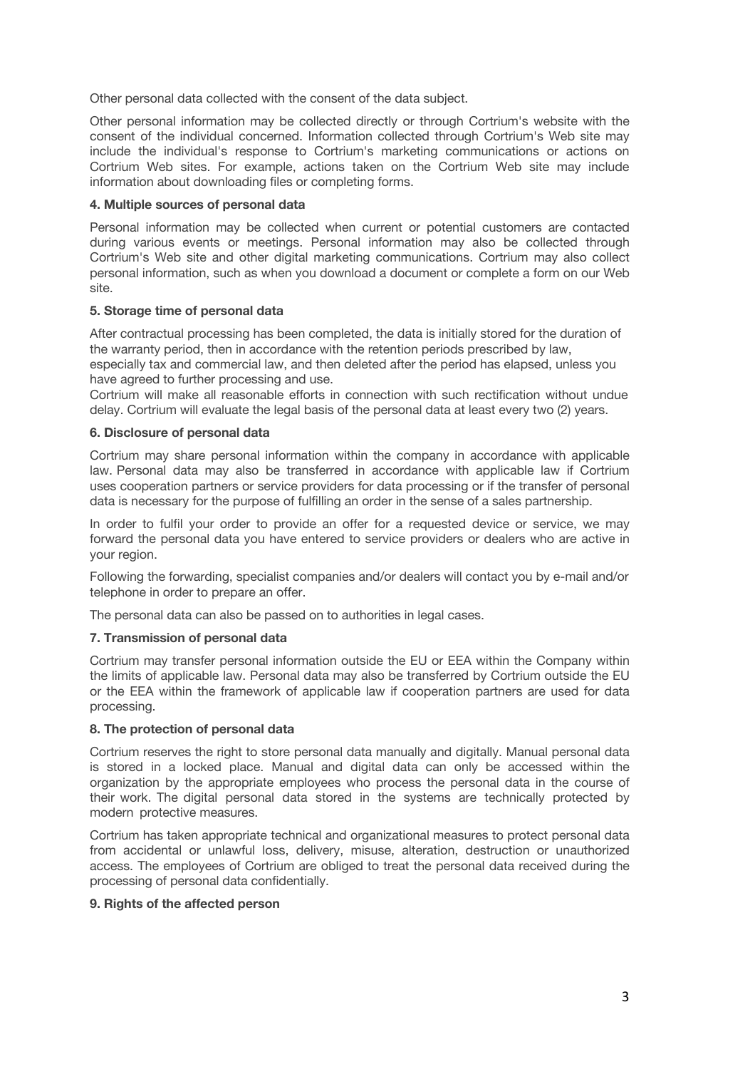Other personal data collected with the consent of the data subject.

Other personal information may be collected directly or through Cortrium's website with the consent of the individual concerned. Information collected through Cortrium's Web site may include the individual's response to Cortrium's marketing communications or actions on Cortrium Web sites. For example, actions taken on the Cortrium Web site may include information about downloading files or completing forms.

#### 4. Multiple sources of personal data

Personal information may be collected when current or potential customers are contacted during various events or meetings. Personal information may also be collected through Cortrium's Web site and other digital marketing communications. Cortrium may also collect personal information, such as when you download a document or complete a form on our Web site.

#### 5. Storage time of personal data

After contractual processing has been completed, the data is initially stored for the duration of the warranty period, then in accordance with the retention periods prescribed by law, especially tax and commercial law, and then deleted after the period has elapsed, unless you have agreed to further processing and use.
Cortrium will make all reasonable efforts in connection with such rectification without undue delay. Cortrium will evaluate the legal basis of the personal data at least every two (2) years.

#### 6. Disclosure of personal data

Cortrium may share personal information within the company in accordance with applicable law. Personal data may also be transferred in accordance with applicable law if Cortrium uses cooperation partners or service providers for data processing or if the transfer of personal data is necessary for the purpose of fulfilling an order in the sense of a sales partnership.

In order to fulfil your order to provide an offer for a requested device or service, we may forward the personal data you have entered to service providers or dealers who are active in your region.

Following the forwarding, specialist companies and/or dealers will contact you by e-mail and/or telephone in order to prepare an offer.

The personal data can also be passed on to authorities in legal cases.

#### 7. Transmission of personal data

Cortrium may transfer personal information outside the EU or EEA within the Company within the limits of applicable law. Personal data may also be transferred by Cortrium outside the EU or the EEA within the framework of applicable law if cooperation partners are used for data processing.

#### 8. The protection of personal data

Cortrium reserves the right to store personal data manually and digitally. Manual personal data is stored in a locked place. Manual and digital data can only be accessed within the organization by the appropriate employees who process the personal data in the course of their work. The digital personal data stored in the systems are technically protected by modern protective measures.

Cortrium has taken appropriate technical and organizational measures to protect personal data from accidental or unlawful loss, delivery, misuse, alteration, destruction or unauthorized access. The employees of Cortrium are obliged to treat the personal data received during the processing of personal data confidentially.

#### 9. Rights of the affected person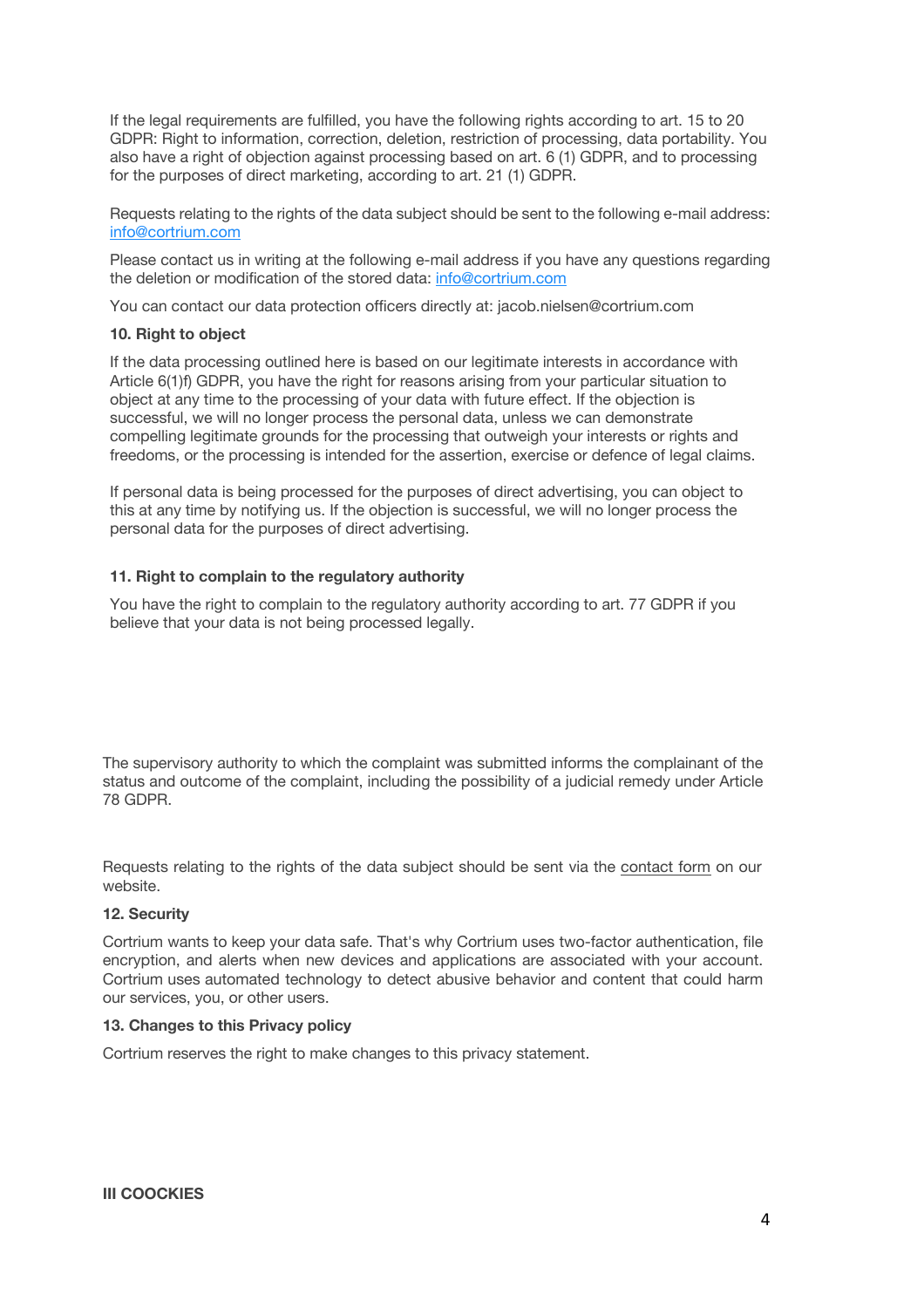If the legal requirements are fulfilled, you have the following rights according to art. 15 to 20 GDPR: Right to information, correction, deletion, restriction of processing, data portability. You also have a right of objection against processing based on art. 6 (1) GDPR, and to processing for the purposes of direct marketing, according to art. 21 (1) GDPR.

Requests relating to the rights of the data subject should be sent to the following e-mail address: info@cortrium.com

Please contact us in writing at the following e-mail address if you have any questions regarding the deletion or modification of the stored data: info@cortrium.com

You can contact our data protection officers directly at: jacob.nielsen@cortrium.com

**10. Right to object**

If the data processing outlined here is based on our legitimate interests in accordance with Article 6(1)f) GDPR, you have the right for reasons arising from your particular situation to object at any time to the processing of your data with future effect. If the objection is successful, we will no longer process the personal data, unless we can demonstrate compelling legitimate grounds for the processing that outweigh your interests or rights and freedoms, or the processing is intended for the assertion, exercise or defence of legal claims.

If personal data is being processed for the purposes of direct advertising, you can object to this at any time by notifying us. If the objection is successful, we will no longer process the personal data for the purposes of direct advertising.

**11. Right to complain to the regulatory authority**

You have the right to complain to the regulatory authority according to art. 77 GDPR if you believe that your data is not being processed legally.

The supervisory authority to which the complaint was submitted informs the complainant of the status and outcome of the complaint, including the possibility of a judicial remedy under Article 78 GDPR.

Requests relating to the rights of the data subject should be sent via the contact form on our website.

**12. Security**

Cortrium wants to keep your data safe. That's why Cortrium uses two-factor authentication, file encryption, and alerts when new devices and applications are associated with your account. Cortrium uses automated technology to detect abusive behavior and content that could harm our services, you, or other users.

**13. Changes to this Privacy policy**

Cortrium reserves the right to make changes to this privacy statement.

**III COOCKIES**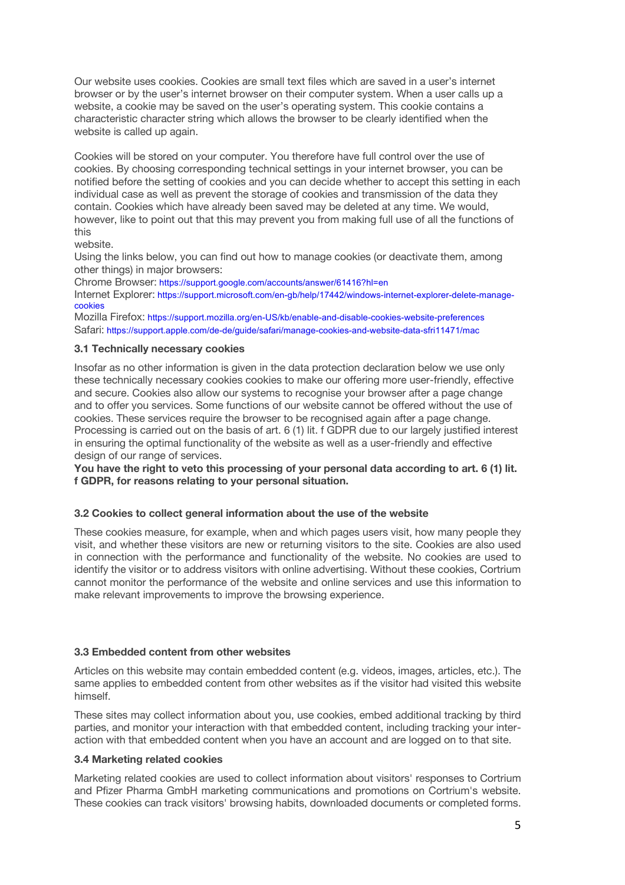Our website uses cookies. Cookies are small text files which are saved in a user's internet browser or by the user's internet browser on their computer system. When a user calls up a website, a cookie may be saved on the user's operating system. This cookie contains a characteristic character string which allows the browser to be clearly identified when the website is called up again.

Cookies will be stored on your computer. You therefore have full control over the use of cookies. By choosing corresponding technical settings in your internet browser, you can be notified before the setting of cookies and you can decide whether to accept this setting in each individual case as well as prevent the storage of cookies and transmission of the data they contain. Cookies which have already been saved may be deleted at any time. We would, however, like to point out that this may prevent you from making full use of all the functions of this website.

Using the links below, you can find out how to manage cookies (or deactivate them, among other things) in major browsers:

Chrome Browser: https://support.google.com/accounts/answer/61416?hl=en
Internet Explorer: https://support.microsoft.com/en-gb/help/17442/windows-internet-explorer-delete-manage-cookies
Mozilla Firefox: https://support.mozilla.org/en-US/kb/enable-and-disable-cookies-website-preferences
Safari: https://support.apple.com/de-de/guide/safari/manage-cookies-and-website-data-sfri11471/mac

### 3.1 Technically necessary cookies

Insofar as no other information is given in the data protection declaration below we use only these technically necessary cookies cookies to make our offering more user-friendly, effective and secure. Cookies also allow our systems to recognise your browser after a page change and to offer you services. Some functions of our website cannot be offered without the use of cookies. These services require the browser to be recognised again after a page change. Processing is carried out on the basis of art. 6 (1) lit. f GDPR due to our largely justified interest in ensuring the optimal functionality of the website as well as a user-friendly and effective design of our range of services.

**You have the right to veto this processing of your personal data according to art. 6 (1) lit. f GDPR, for reasons relating to your personal situation.**

### 3.2 Cookies to collect general information about the use of the website

These cookies measure, for example, when and which pages users visit, how many people they visit, and whether these visitors are new or returning visitors to the site. Cookies are also used in connection with the performance and functionality of the website. No cookies are used to identify the visitor or to address visitors with online advertising. Without these cookies, Cortrium cannot monitor the performance of the website and online services and use this information to make relevant improvements to improve the browsing experience.

### 3.3 Embedded content from other websites

Articles on this website may contain embedded content (e.g. videos, images, articles, etc.). The same applies to embedded content from other websites as if the visitor had visited this website himself.

These sites may collect information about you, use cookies, embed additional tracking by third parties, and monitor your interaction with that embedded content, including tracking your interaction with that embedded content when you have an account and are logged on to that site.

### 3.4 Marketing related cookies

Marketing related cookies are used to collect information about visitors' responses to Cortrium and Pfizer Pharma GmbH marketing communications and promotions on Cortrium's website. These cookies can track visitors' browsing habits, downloaded documents or completed forms.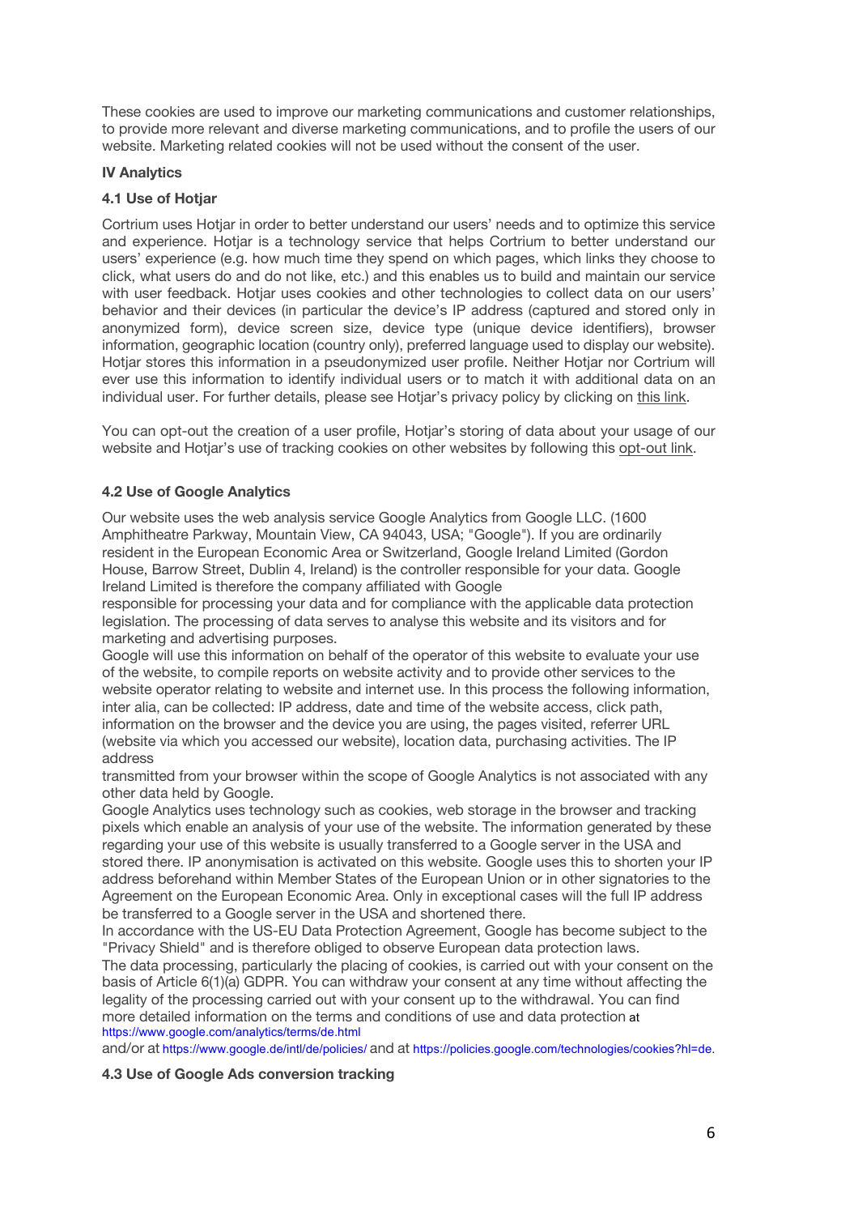These cookies are used to improve our marketing communications and customer relationships, to provide more relevant and diverse marketing communications, and to profile the users of our website. Marketing related cookies will not be used without the consent of the user.

## IV Analytics

### 4.1 Use of Hotjar

Cortrium uses Hotjar in order to better understand our users' needs and to optimize this service and experience. Hotjar is a technology service that helps Cortrium to better understand our users' experience (e.g. how much time they spend on which pages, which links they choose to click, what users do and do not like, etc.) and this enables us to build and maintain our service with user feedback. Hotjar uses cookies and other technologies to collect data on our users' behavior and their devices (in particular the device's IP address (captured and stored only in anonymized form), device screen size, device type (unique device identifiers), browser information, geographic location (country only), preferred language used to display our website). Hotjar stores this information in a pseudonymized user profile. Neither Hotjar nor Cortrium will ever use this information to identify individual users or to match it with additional data on an individual user. For further details, please see Hotjar's privacy policy by clicking on this link.

You can opt-out the creation of a user profile, Hotjar's storing of data about your usage of our website and Hotjar's use of tracking cookies on other websites by following this opt-out link.

### 4.2 Use of Google Analytics

Our website uses the web analysis service Google Analytics from Google LLC. (1600 Amphitheatre Parkway, Mountain View, CA 94043, USA; "Google"). If you are ordinarily resident in the European Economic Area or Switzerland, Google Ireland Limited (Gordon House, Barrow Street, Dublin 4, Ireland) is the controller responsible for your data. Google Ireland Limited is therefore the company affiliated with Google responsible for processing your data and for compliance with the applicable data protection legislation. The processing of data serves to analyse this website and its visitors and for marketing and advertising purposes.

Google will use this information on behalf of the operator of this website to evaluate your use of the website, to compile reports on website activity and to provide other services to the website operator relating to website and internet use. In this process the following information, inter alia, can be collected: IP address, date and time of the website access, click path, information on the browser and the device you are using, the pages visited, referrer URL (website via which you accessed our website), location data, purchasing activities. The IP address transmitted from your browser within the scope of Google Analytics is not associated with any other data held by Google.

Google Analytics uses technology such as cookies, web storage in the browser and tracking pixels which enable an analysis of your use of the website. The information generated by these regarding your use of this website is usually transferred to a Google server in the USA and stored there. IP anonymisation is activated on this website. Google uses this to shorten your IP address beforehand within Member States of the European Union or in other signatories to the Agreement on the European Economic Area. Only in exceptional cases will the full IP address be transferred to a Google server in the USA and shortened there.

In accordance with the US-EU Data Protection Agreement, Google has become subject to the "Privacy Shield" and is therefore obliged to observe European data protection laws.

The data processing, particularly the placing of cookies, is carried out with your consent on the basis of Article 6(1)(a) GDPR. You can withdraw your consent at any time without affecting the legality of the processing carried out with your consent up to the withdrawal. You can find more detailed information on the terms and conditions of use and data protection at https://www.google.com/analytics/terms/de.html and/or at https://www.google.de/intl/de/policies/ and at https://policies.google.com/technologies/cookies?hl=de.

### 4.3 Use of Google Ads conversion tracking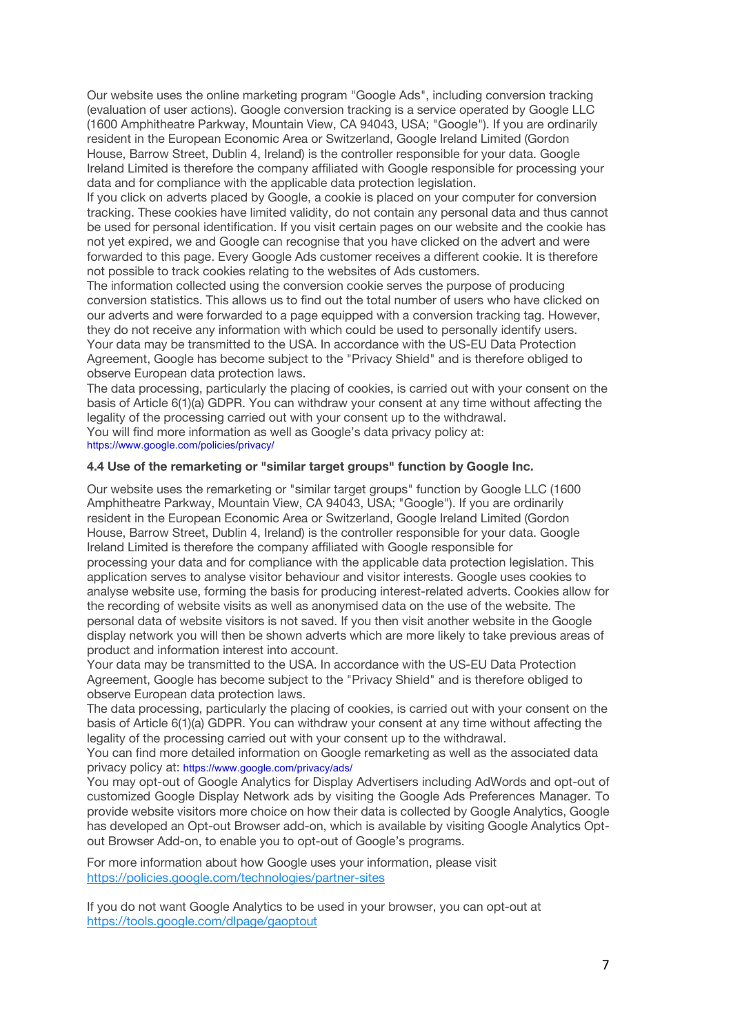Our website uses the online marketing program "Google Ads", including conversion tracking (evaluation of user actions). Google conversion tracking is a service operated by Google LLC (1600 Amphitheatre Parkway, Mountain View, CA 94043, USA; "Google"). If you are ordinarily resident in the European Economic Area or Switzerland, Google Ireland Limited (Gordon House, Barrow Street, Dublin 4, Ireland) is the controller responsible for your data. Google Ireland Limited is therefore the company affiliated with Google responsible for processing your data and for compliance with the applicable data protection legislation.

If you click on adverts placed by Google, a cookie is placed on your computer for conversion tracking. These cookies have limited validity, do not contain any personal data and thus cannot be used for personal identification. If you visit certain pages on our website and the cookie has not yet expired, we and Google can recognise that you have clicked on the advert and were forwarded to this page. Every Google Ads customer receives a different cookie. It is therefore not possible to track cookies relating to the websites of Ads customers.

The information collected using the conversion cookie serves the purpose of producing conversion statistics. This allows us to find out the total number of users who have clicked on our adverts and were forwarded to a page equipped with a conversion tracking tag. However, they do not receive any information with which could be used to personally identify users.

Your data may be transmitted to the USA. In accordance with the US-EU Data Protection Agreement, Google has become subject to the "Privacy Shield" and is therefore obliged to observe European data protection laws.

The data processing, particularly the placing of cookies, is carried out with your consent on the basis of Article 6(1)(a) GDPR. You can withdraw your consent at any time without affecting the legality of the processing carried out with your consent up to the withdrawal.

You will find more information as well as Google's data privacy policy at: https://www.google.com/policies/privacy/

**4.4 Use of the remarketing or "similar target groups" function by Google Inc.**

Our website uses the remarketing or "similar target groups" function by Google LLC (1600 Amphitheatre Parkway, Mountain View, CA 94043, USA; "Google"). If you are ordinarily resident in the European Economic Area or Switzerland, Google Ireland Limited (Gordon House, Barrow Street, Dublin 4, Ireland) is the controller responsible for your data. Google Ireland Limited is therefore the company affiliated with Google responsible for processing your data and for compliance with the applicable data protection legislation. This application serves to analyse visitor behaviour and visitor interests. Google uses cookies to analyse website use, forming the basis for producing interest-related adverts. Cookies allow for the recording of website visits as well as anonymised data on the use of the website. The personal data of website visitors is not saved. If you then visit another website in the Google display network you will then be shown adverts which are more likely to take previous areas of product and information interest into account.

Your data may be transmitted to the USA. In accordance with the US-EU Data Protection Agreement, Google has become subject to the "Privacy Shield" and is therefore obliged to observe European data protection laws.

The data processing, particularly the placing of cookies, is carried out with your consent on the basis of Article 6(1)(a) GDPR. You can withdraw your consent at any time without affecting the legality of the processing carried out with your consent up to the withdrawal.

You can find more detailed information on Google remarketing as well as the associated data privacy policy at: https://www.google.com/privacy/ads/

You may opt-out of Google Analytics for Display Advertisers including AdWords and opt-out of customized Google Display Network ads by visiting the Google Ads Preferences Manager. To provide website visitors more choice on how their data is collected by Google Analytics, Google has developed an Opt-out Browser add-on, which is available by visiting Google Analytics Opt-out Browser Add-on, to enable you to opt-out of Google's programs.

For more information about how Google uses your information, please visit https://policies.google.com/technologies/partner-sites

If you do not want Google Analytics to be used in your browser, you can opt-out at https://tools.google.com/dlpage/gaoptout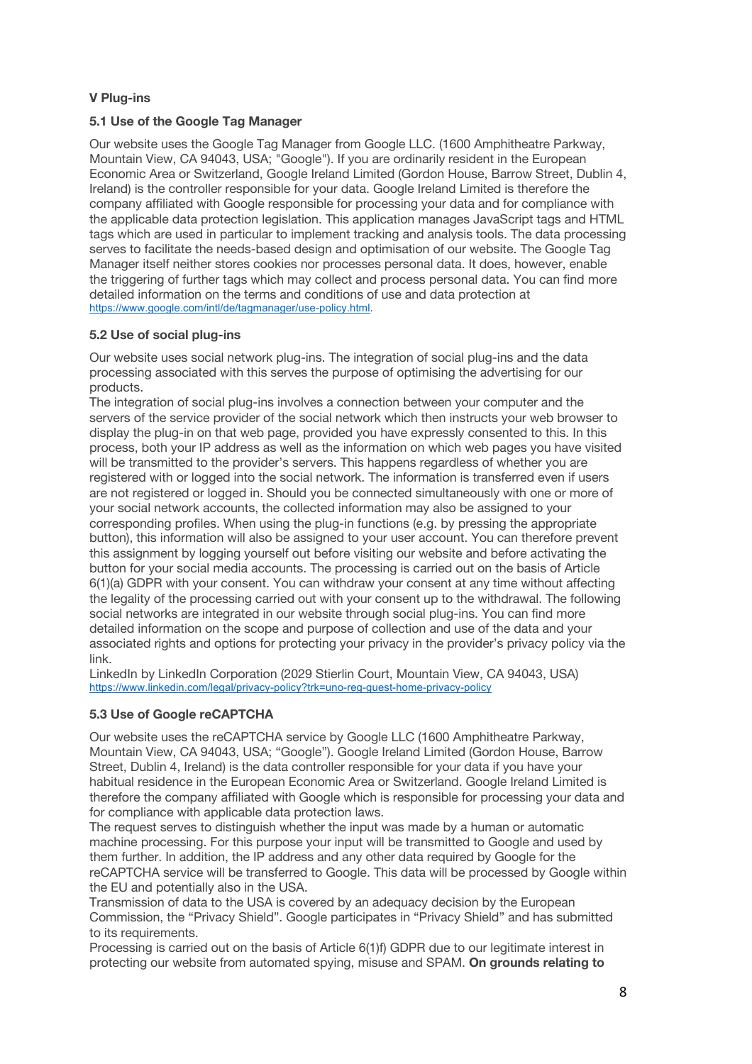## V Plug-ins

### 5.1 Use of the Google Tag Manager

Our website uses the Google Tag Manager from Google LLC. (1600 Amphitheatre Parkway, Mountain View, CA 94043, USA; "Google"). If you are ordinarily resident in the European Economic Area or Switzerland, Google Ireland Limited (Gordon House, Barrow Street, Dublin 4, Ireland) is the controller responsible for your data. Google Ireland Limited is therefore the company affiliated with Google responsible for processing your data and for compliance with the applicable data protection legislation. This application manages JavaScript tags and HTML tags which are used in particular to implement tracking and analysis tools. The data processing serves to facilitate the needs-based design and optimisation of our website. The Google Tag Manager itself neither stores cookies nor processes personal data. It does, however, enable the triggering of further tags which may collect and process personal data. You can find more detailed information on the terms and conditions of use and data protection at https://www.google.com/intl/de/tagmanager/use-policy.html.

### 5.2 Use of social plug-ins

Our website uses social network plug-ins. The integration of social plug-ins and the data processing associated with this serves the purpose of optimising the advertising for our products.

The integration of social plug-ins involves a connection between your computer and the servers of the service provider of the social network which then instructs your web browser to display the plug-in on that web page, provided you have expressly consented to this. In this process, both your IP address as well as the information on which web pages you have visited will be transmitted to the provider's servers. This happens regardless of whether you are registered with or logged into the social network. The information is transferred even if users are not registered or logged in. Should you be connected simultaneously with one or more of your social network accounts, the collected information may also be assigned to your corresponding profiles. When using the plug-in functions (e.g. by pressing the appropriate button), this information will also be assigned to your user account. You can therefore prevent this assignment by logging yourself out before visiting our website and before activating the button for your social media accounts. The processing is carried out on the basis of Article 6(1)(a) GDPR with your consent. You can withdraw your consent at any time without affecting the legality of the processing carried out with your consent up to the withdrawal. The following social networks are integrated in our website through social plug-ins. You can find more detailed information on the scope and purpose of collection and use of the data and your associated rights and options for protecting your privacy in the provider's privacy policy via the link.

LinkedIn by LinkedIn Corporation (2029 Stierlin Court, Mountain View, CA 94043, USA)
https://www.linkedin.com/legal/privacy-policy?trk=uno-reg-guest-home-privacy-policy

### 5.3 Use of Google reCAPTCHA

Our website uses the reCAPTCHA service by Google LLC (1600 Amphitheatre Parkway, Mountain View, CA 94043, USA; "Google"). Google Ireland Limited (Gordon House, Barrow Street, Dublin 4, Ireland) is the data controller responsible for your data if you have your habitual residence in the European Economic Area or Switzerland. Google Ireland Limited is therefore the company affiliated with Google which is responsible for processing your data and for compliance with applicable data protection laws.

The request serves to distinguish whether the input was made by a human or automatic machine processing. For this purpose your input will be transmitted to Google and used by them further. In addition, the IP address and any other data required by Google for the reCAPTCHA service will be transferred to Google. This data will be processed by Google within the EU and potentially also in the USA.

Transmission of data to the USA is covered by an adequacy decision by the European Commission, the "Privacy Shield". Google participates in "Privacy Shield" and has submitted to its requirements.

Processing is carried out on the basis of Article 6(1)f) GDPR due to our legitimate interest in protecting our website from automated spying, misuse and SPAM. **On grounds relating to**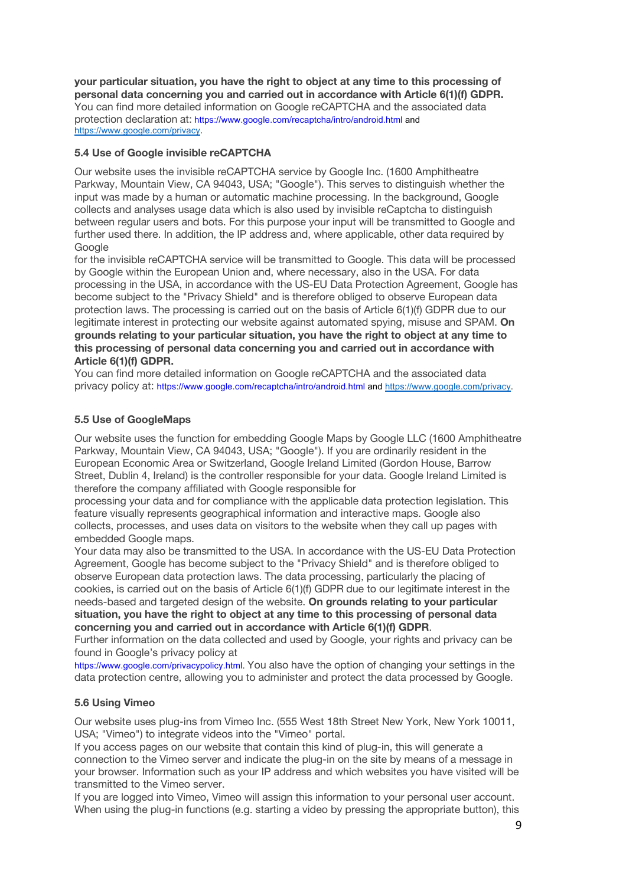**your particular situation, you have the right to object at any time to this processing of personal data concerning you and carried out in accordance with Article 6(1)(f) GDPR.** You can find more detailed information on Google reCAPTCHA and the associated data protection declaration at: https://www.google.com/recaptcha/intro/android.html and https://www.google.com/privacy.

### 5.4 Use of Google invisible reCAPTCHA

Our website uses the invisible reCAPTCHA service by Google Inc. (1600 Amphitheatre Parkway, Mountain View, CA 94043, USA; "Google"). This serves to distinguish whether the input was made by a human or automatic machine processing. In the background, Google collects and analyses usage data which is also used by invisible reCaptcha to distinguish between regular users and bots. For this purpose your input will be transmitted to Google and further used there. In addition, the IP address and, where applicable, other data required by Google for the invisible reCAPTCHA service will be transmitted to Google. This data will be processed by Google within the European Union and, where necessary, also in the USA. For data processing in the USA, in accordance with the US-EU Data Protection Agreement, Google has become subject to the "Privacy Shield" and is therefore obliged to observe European data protection laws. The processing is carried out on the basis of Article 6(1)(f) GDPR due to our legitimate interest in protecting our website against automated spying, misuse and SPAM. **On grounds relating to your particular situation, you have the right to object at any time to this processing of personal data concerning you and carried out in accordance with Article 6(1)(f) GDPR.**

You can find more detailed information on Google reCAPTCHA and the associated data privacy policy at: https://www.google.com/recaptcha/intro/android.html and https://www.google.com/privacy.

### 5.5 Use of GoogleMaps

Our website uses the function for embedding Google Maps by Google LLC (1600 Amphitheatre Parkway, Mountain View, CA 94043, USA; "Google"). If you are ordinarily resident in the European Economic Area or Switzerland, Google Ireland Limited (Gordon House, Barrow Street, Dublin 4, Ireland) is the controller responsible for your data. Google Ireland Limited is therefore the company affiliated with Google responsible for processing your data and for compliance with the applicable data protection legislation. This feature visually represents geographical information and interactive maps. Google also collects, processes, and uses data on visitors to the website when they call up pages with embedded Google maps.

Your data may also be transmitted to the USA. In accordance with the US-EU Data Protection Agreement, Google has become subject to the "Privacy Shield" and is therefore obliged to observe European data protection laws. The data processing, particularly the placing of cookies, is carried out on the basis of Article 6(1)(f) GDPR due to our legitimate interest in the needs-based and targeted design of the website. **On grounds relating to your particular situation, you have the right to object at any time to this processing of personal data concerning you and carried out in accordance with Article 6(1)(f) GDPR**.

Further information on the data collected and used by Google, your rights and privacy can be found in Google's privacy policy at https://www.google.com/privacypolicy.html. You also have the option of changing your settings in the data protection centre, allowing you to administer and protect the data processed by Google.

### 5.6 Using Vimeo

Our website uses plug-ins from Vimeo Inc. (555 West 18th Street New York, New York 10011, USA; "Vimeo") to integrate videos into the "Vimeo" portal.

If you access pages on our website that contain this kind of plug-in, this will generate a connection to the Vimeo server and indicate the plug-in on the site by means of a message in your browser. Information such as your IP address and which websites you have visited will be transmitted to the Vimeo server.

If you are logged into Vimeo, Vimeo will assign this information to your personal user account. When using the plug-in functions (e.g. starting a video by pressing the appropriate button), this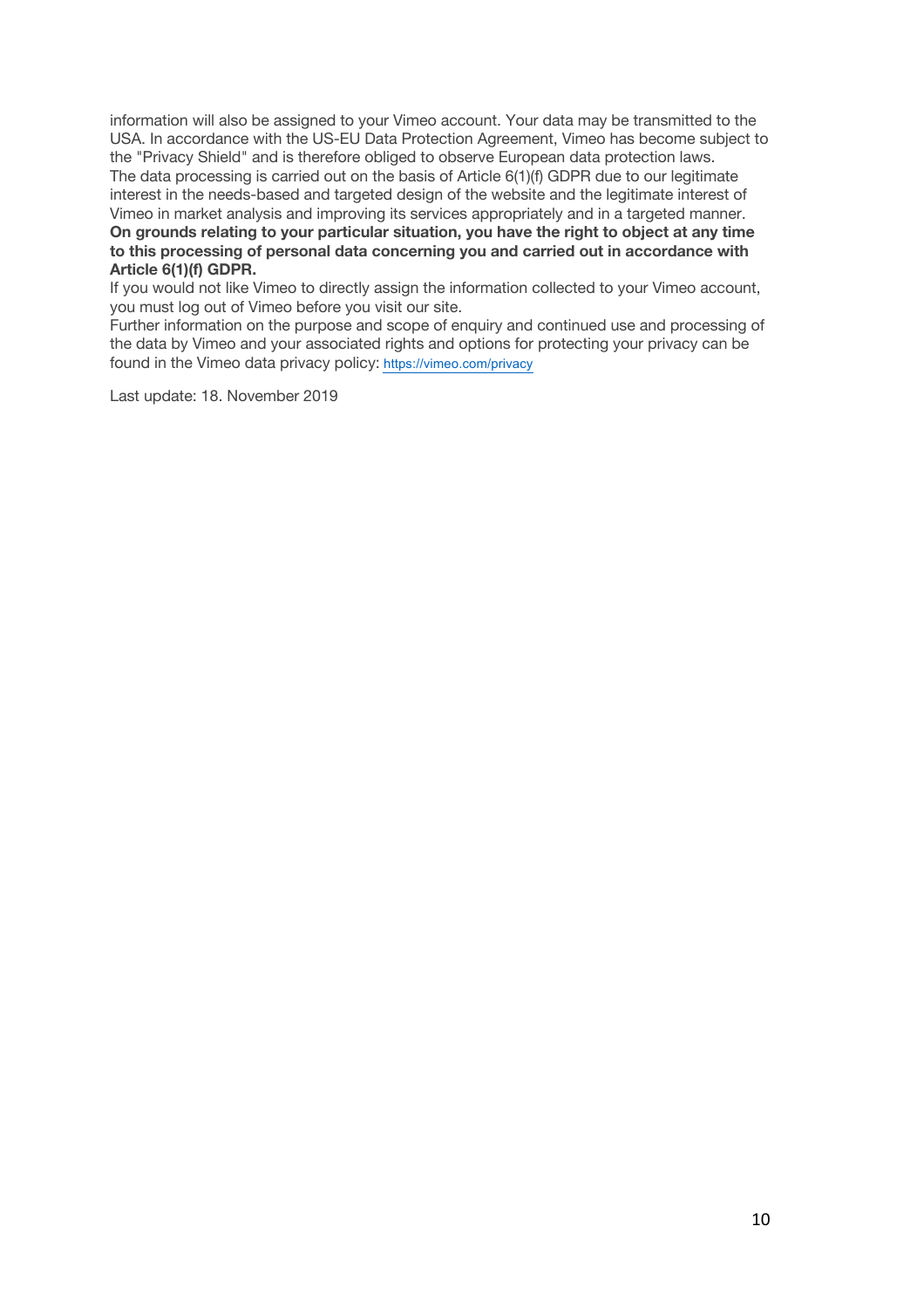information will also be assigned to your Vimeo account. Your data may be transmitted to the USA. In accordance with the US-EU Data Protection Agreement, Vimeo has become subject to the "Privacy Shield" and is therefore obliged to observe European data protection laws.
The data processing is carried out on the basis of Article 6(1)(f) GDPR due to our legitimate interest in the needs-based and targeted design of the website and the legitimate interest of Vimeo in market analysis and improving its services appropriately and in a targeted manner.
**On grounds relating to your particular situation, you have the right to object at any time to this processing of personal data concerning you and carried out in accordance with Article 6(1)(f) GDPR.**
If you would not like Vimeo to directly assign the information collected to your Vimeo account, you must log out of Vimeo before you visit our site.
Further information on the purpose and scope of enquiry and continued use and processing of the data by Vimeo and your associated rights and options for protecting your privacy can be found in the Vimeo data privacy policy: https://vimeo.com/privacy

Last update: 18. November 2019